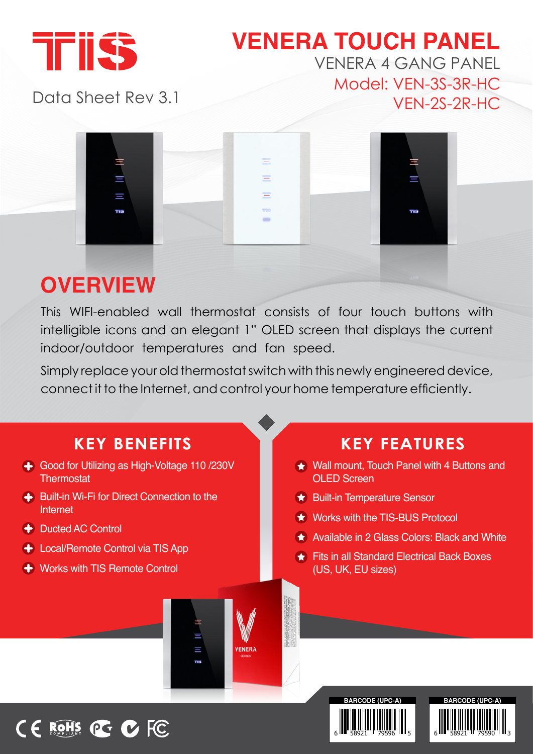TIS

Data Sheet Rev 3.1

# VENERA TOUCH PANEL

VENERA 4 GANG PANEL

Model: VEN-3S-3R-HC
VEN-2S-2R-HC

## OVERVIEW

This WIFI-enabled wall thermostat consists of four touch buttons with intelligible icons and an elegant 1" OLED screen that displays the current indoor/outdoor temperatures and fan speed.

Simply replace your old thermostat switch with this newly engineered device, connect it to the Internet, and control your home temperature efficiently.

## KEY BENEFITS

- Good for Utilizing as High-Voltage 110 /230V Thermostat
- Built-in Wi-Fi for Direct Connection to the Internet
- Ducted AC Control
- Local/Remote Control via TIS App
- Works with TIS Remote Control

## KEY FEATURES

- Wall mount, Touch Panel with 4 Buttons and OLED Screen
- Built-in Temperature Sensor
- Works with the TIS-BUS Protocol
- Available in 2 Glass Colors: Black and White
- Fits in all Standard Electrical Back Boxes (US, UK, EU sizes)

VENERA SERIES

BARCODE (UPC-A)
6 58921 79596 5

BARCODE (UPC-A)
6 58921 79590 3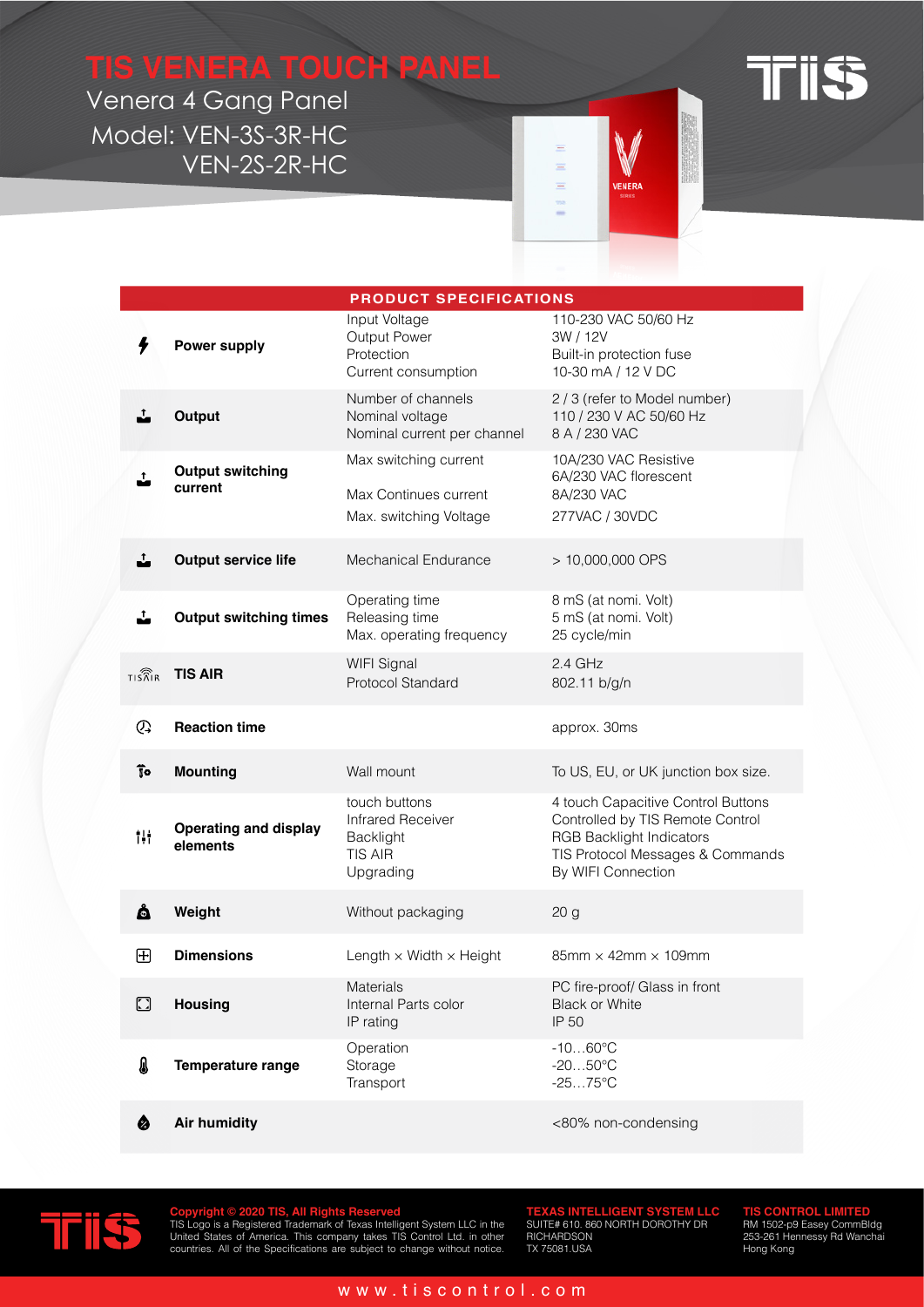# TIS VENERA TOUCH PANEL

Venera 4 Gang Panel

Model: VEN-3S-3R-HC
VEN-2S-2R-HC

| PRODUCT SPECIFICATIONS | | |
|---|---|---|
| **Power supply** | Input Voltage<br>Output Power<br>Protection<br>Current consumption | 110-230 VAC 50/60 Hz<br>3W / 12V<br>Built-in protection fuse<br>10-30 mA / 12 V DC |
| **Output** | Number of channels<br>Nominal voltage<br>Nominal current per channel | 2 / 3 (refer to Model number)<br>110 / 230 V AC 50/60 Hz<br>8 A / 230 VAC |
| **Output switching current** | Max switching current<br>Max Continues current<br>Max. switching Voltage | 10A/230 VAC Resistive<br>6A/230 VAC florescent<br>8A/230 VAC<br>277VAC / 30VDC |
| **Output service life** | Mechanical Endurance | > 10,000,000 OPS |
| **Output switching times** | Operating time<br>Releasing time<br>Max. operating frequency | 8 mS (at nomi. Volt)<br>5 mS (at nomi. Volt)<br>25 cycle/min |
| **TIS AIR** | WIFI Signal<br>Protocol Standard | 2.4 GHz<br>802.11 b/g/n |
| **Reaction time** | | approx. 30ms |
| **Mounting** | Wall mount | To US, EU, or UK junction box size. |
| **Operating and display elements** | touch buttons<br>Infrared Receiver<br>Backlight<br>TIS AIR<br>Upgrading | 4 touch Capacitive Control Buttons<br>Controlled by TIS Remote Control<br>RGB Backlight Indicators<br>TIS Protocol Messages & Commands<br>By WIFI Connection |
| **Weight** | Without packaging | 20 g |
| **Dimensions** | Length × Width × Height | 85mm × 42mm × 109mm |
| **Housing** | Materials<br>Internal Parts color<br>IP rating | PC fire-proof/ Glass in front<br>Black or White<br>IP 50 |
| **Temperature range** | Operation<br>Storage<br>Transport | -10…60°C<br>-20…50°C<br>-25…75°C |
| **Air humidity** | | <80% non-condensing |

**Copyright © 2020 TIS, All Rights Reserved**
TIS Logo is a Registered Trademark of Texas Intelligent System LLC in the United States of America. This company takes TIS Control Ltd. in other countries. All of the Specifications are subject to change without notice.

**TEXAS INTELLIGENT SYSTEM LLC**
SUITE# 610. 860 NORTH DOROTHY DR
RICHARDSON
TX 75081.USA

**TIS CONTROL LIMITED**
RM 1502-p9 Easey CommBldg
253-261 Hennessy Rd Wanchai
Hong Kong

www.tiscontrol.com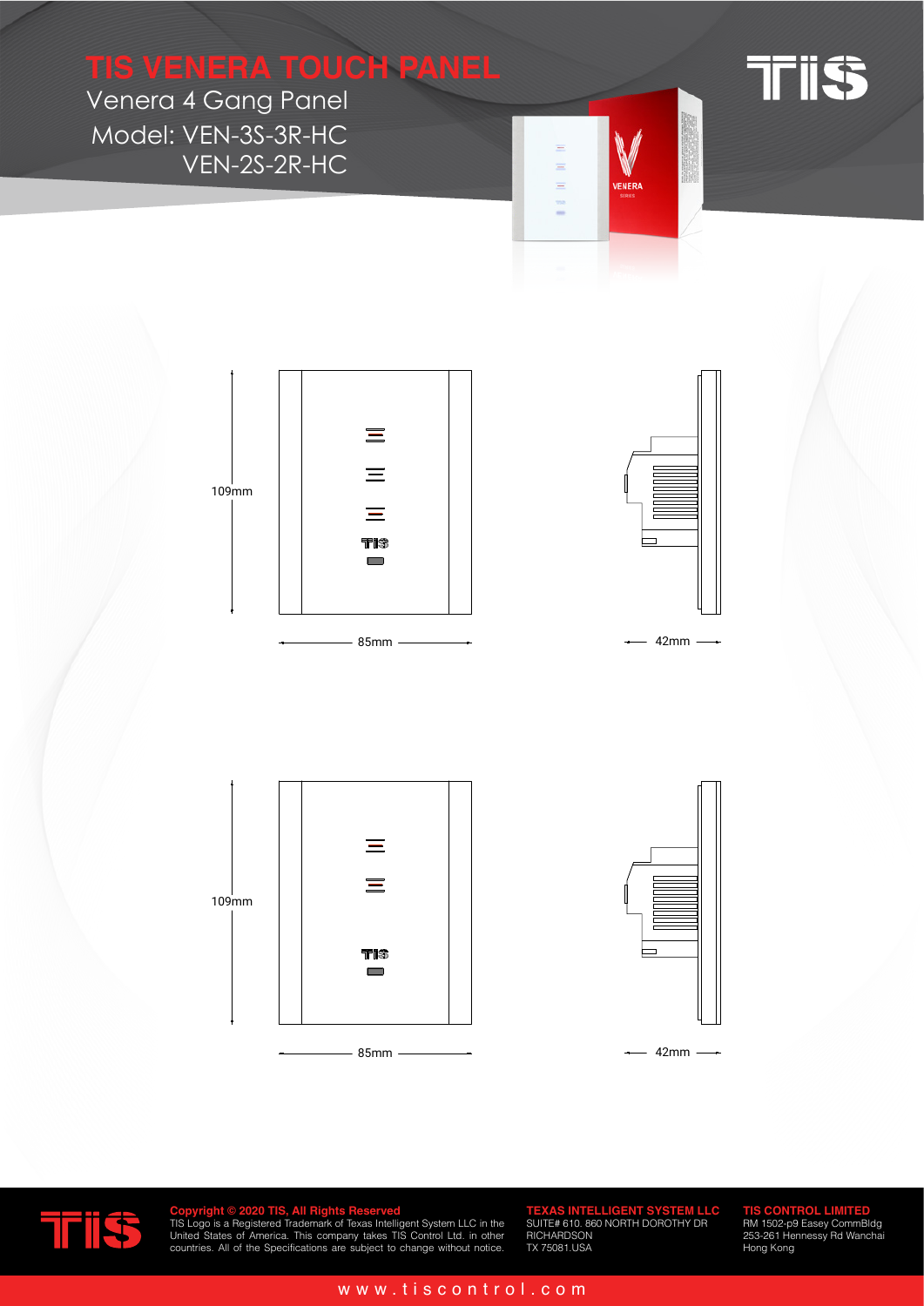# TIS VENERA TOUCH PANEL

Venera 4 Gang Panel

Model: VEN-3S-3R-HC
VEN-2S-2R-HC

109mm

85mm

42mm

109mm

85mm

42mm

**Copyright © 2020 TIS, All Rights Reserved**
TIS Logo is a Registered Trademark of Texas Intelligent System LLC in the United States of America. This company takes TIS Control Ltd. in other countries. All of the Specifications are subject to change without notice.

**TEXAS INTELLIGENT SYSTEM LLC**
SUITE# 610. 860 NORTH DOROTHY DR
RICHARDSON
TX 75081.USA

**TIS CONTROL LIMITED**
RM 1502-p9 Easey CommBldg
253-261 Hennessy Rd Wanchai
Hong Kong

www.tiscontrol.com